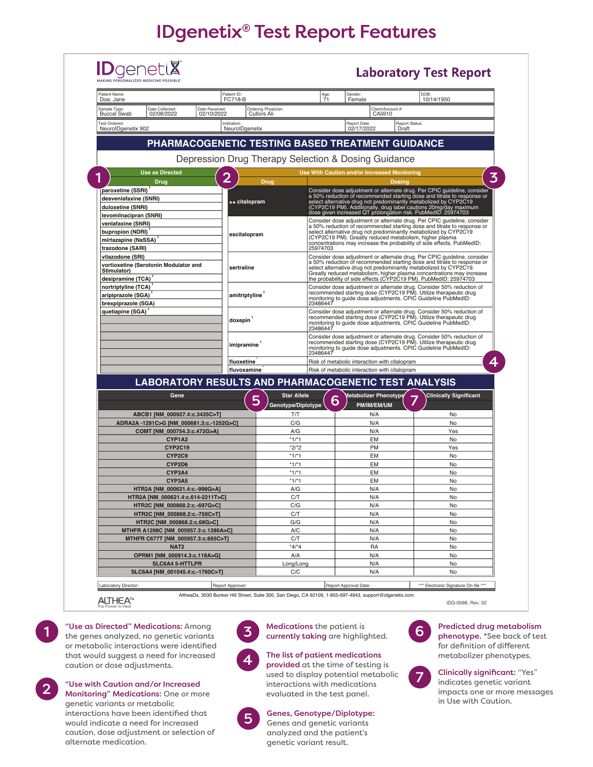# IDgenetix® Test Report Features

**IDgenetix** — MAKING PERSONALIZED MEDICINE POSSIBLE™

## Laboratory Test Report

| Patient Name: Doe, Jane | Patient ID: FC718-B | Age: 71 | Gender: Female | DOB: 10/14/1950 |
|---|---|---|---|---|
| Sample Type: Buccal Swab | Date Collected: 02/08/2022 | Date Received: 02/10/2022 | Ordering Physician: Cullors Ali | Client/Account #: CAli910 |
| Test Ordered: NeuroIDgenetix 902 | Indication: NeuroIDgenetix | Report Date: 02/17/2022 | Report Status: Draft | |

## PHARMACOGENETIC TESTING BASED TREATMENT GUIDANCE

### Depression Drug Therapy Selection & Dosing Guidance

**1 Use as Directed**

| Drug |
|---|
| paroxetine (SSRI) [1] |
| desvenlafaxine (SNRI) |
| duloxetine (SNRI) |
| levomilnacipran (SNRI) |
| venlafaxine (SNRI) |
| bupropion (NDRI) [1] |
| mirtazapine (NaSSA) [1] |
| trazodone (SARI) |
| vilazodone (SRI) |
| vortioxetine (Serotonin Modulator and Stimulator) |
| desipramine (TCA) [1] |
| nortriptyline (TCA) [1] |
| aripiprazole (SGA) [1] |
| brexpiprazole (SGA) |
| quetiapine (SGA) [1] |

**2 Use With Caution and/or Increased Monitoring 3**

| Drug | Dosing |
|---|---|
| ►► citalopram | Consider dose adjustment or alternate drug. Per CPIC guideline, consider a 50% reduction of recommended starting dose and titrate to response or select alternative drug not predominantly metabolized by CYP2C19 (CYP2C19 PM). Additionally, drug label cautions 20mg/day maximum dose given increased QT prolongation risk. PubMedID: 25974703 |
| escitalopram | Consider dose adjustment or alternate drug. Per CPIC guideline, consider a 50% reduction of recommended starting dose and titrate to response or select alternative drug not predominantly metabolized by CYP2C19 (CYP2C19 PM). Greatly reduced metabolism, higher plasma concentrations may increase the probability of side effects. PubMedID: 25974703 |
| sertraline | Consider dose adjustment or alternate drug. Per CPIC guideline, consider a 50% reduction of recommended starting dose and titrate to response or select alternative drug not predominantly metabolized by CYP2C19. Greatly reduced metabolism, higher plasma concentrations may increase the probability of side effects (CYP2C19 PM). PubMedID: 25974703 |
| amitriptyline [1] | Consider dose adjustment or alternate drug. Consider 50% reduction of recommended starting dose (CYP2C19 PM). Utilize therapeutic drug monitoring to guide dose adjustments. CPIC Guideline PubMedID: 23486447 |
| doxepin [1] | Consider dose adjustment or alternate drug. Consider 50% reduction of recommended starting dose (CYP2C19 PM). Utilize therapeutic drug monitoring to guide dose adjustments. CPIC Guideline PubMedID: 23486447 |
| imipramine [1] | Consider dose adjustment or alternate drug. Consider 50% reduction of recommended starting dose (CYP2C19 PM). Utilize therapeutic drug monitoring to guide dose adjustments. CPIC Guideline PubMedID: 23486447 |
| fluoxetine [1] | Risk of metabolic interaction with citalopram **4** |
| fluvoxamine [1] | Risk of metabolic interaction with citalopram |

## LABORATORY RESULTS AND PHARMACOGENETIC TEST ANALYSIS

| Gene | 5 Star Allele Genotype/Diplotype | 6 Metabolizer Phenotype PM/IM/EM/UM | 7 Clinically Significant |
|---|---|---|---|
| ABCB1 [NM_000927.4:c.3435C>T] | T/T | N/A | No |
| ADRA2A -1291C>G [NM_000681.3:c.-1252G>C] | C/G | N/A | No |
| COMT [NM_000754.3:c.472G>A] | A/G | N/A | Yes |
| CYP1A2 | *1/*1 | EM | No |
| CYP2C19 | *2/*2 | PM | Yes |
| CYP2C9 | *1/*1 | EM | No |
| CYP2D6 | *1/*1 | EM | No |
| CYP3A4 | *1/*1 | EM | No |
| CYP3A5 | *1/*1 | EM | No |
| HTR2A [NM_000621.4:c.-998G>A] | A/G | N/A | No |
| HTR2A [NM_000621.4:c.614-2211T>C] | C/T | N/A | No |
| HTR2C [NM_000868.2:c.-697G>C] | C/G | N/A | No |
| HTR2C [NM_000868.2:c.-759C>T] | C/T | N/A | No |
| HTR2C [NM_000868.2:c.68G>C] | G/G | N/A | No |
| MTHFR A1298C [NM_005957.3:c.1286A>C] | A/C | N/A | No |
| MTHFR C677T [NM_005957.3:c.665C>T] | C/T | N/A | No |
| NAT2 | *4/*4 | RA | No |
| OPRM1 [NM_000914.3:c.118A>G] | A/A | N/A | No |
| SLC6A4 5-HTTLPR | Long/Long | N/A | No |
| SLC6A4 [NM_001045.4:c.-1760C>T] | C/C | N/A | No |

| Laboratory Director: | Report Approver: | Report Approval Date: | *** Electronic Signature On file *** |
|---|---|---|---|

ALTHEADx — The Power to Heal

AltheaDx, 3030 Bunker Hill Street, Suite 300, San Diego, CA 92109, 1-855-697-4943, support@idgenetix.com

IDG-0098, Rev. 02

1. **"Use as Directed" Medications:** Among the genes analyzed, no genetic variants or metabolic interactions were identified that would suggest a need for increased caution or dose adjustments.
2. **"Use with Caution and/or Increased Monitoring" Medications:** One or more genetic variants or metabolic interactions have been identified that would indicate a need for increased caution, dose adjustment or selection of alternate medication.
3. **Medications** the patient is **currently taking** are highlighted.
4. **The list of patient medications provided** at the time of testing is used to display potential metabolic interactions with medications evaluated in the test panel.
5. **Genes, Genotype/Diplotype:** Genes and genetic variants analyzed and the patient's genetic variant result.
6. **Predicted drug metabolism phenotype.** *See back of test for definition of different metabolizer phenotypes.
7. **Clinically significant:** "Yes" indicates genetic variant impacts one or more messages in Use with Caution.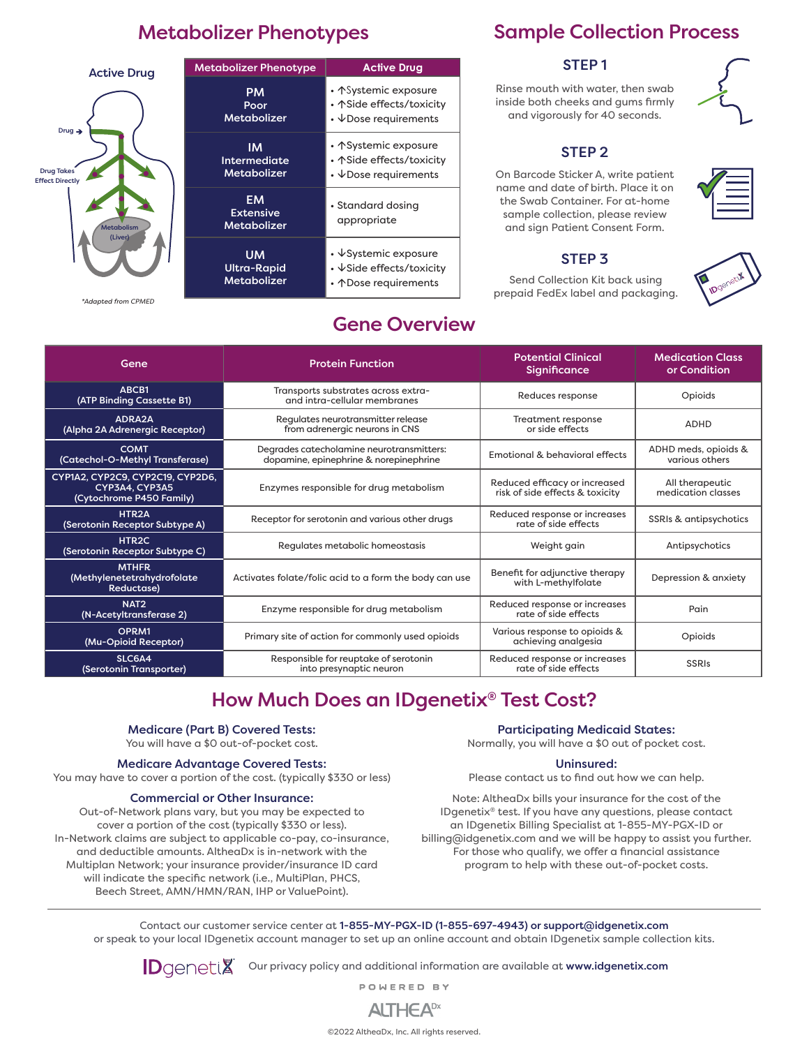## Metabolizer Phenotypes

Active Drug

Drug →

Drug Takes Effect Directly

Metabolism (Liver)

*Adapted from CPMED

| Metabolizer Phenotype | Active Drug |
|---|---|
| PM Poor Metabolizer | • ↑Systemic exposure • ↑Side effects/toxicity • ↓Dose requirements |
| IM Intermediate Metabolizer | • ↑Systemic exposure • ↑Side effects/toxicity • ↓Dose requirements |
| EM Extensive Metabolizer | • Standard dosing appropriate |
| UM Ultra-Rapid Metabolizer | • ↓Systemic exposure • ↓Side effects/toxicity • ↑Dose requirements |

## Sample Collection Process

### STEP 1

Rinse mouth with water, then swab inside both cheeks and gums firmly and vigorously for 40 seconds.

### STEP 2

On Barcode Sticker A, write patient name and date of birth. Place it on the Swab Container. For at-home sample collection, please review and sign Patient Consent Form.

### STEP 3

Send Collection Kit back using prepaid FedEx label and packaging.

## Gene Overview

| Gene | Protein Function | Potential Clinical Significance | Medication Class or Condition |
|---|---|---|---|
| ABCB1 (ATP Binding Cassette B1) | Transports substrates across extra- and intra-cellular membranes | Reduces response | Opioids |
| ADRA2A (Alpha 2A Adrenergic Receptor) | Regulates neurotransmitter release from adrenergic neurons in CNS | Treatment response or side effects | ADHD |
| COMT (Catechol-O-Methyl Transferase) | Degrades catecholamine neurotransmitters: dopamine, epinephrine & norepinephrine | Emotional & behavioral effects | ADHD meds, opioids & various others |
| CYP1A2, CYP2C9, CYP2C19, CYP2D6, CYP3A4, CYP3A5 (Cytochrome P450 Family) | Enzymes responsible for drug metabolism | Reduced efficacy or increased risk of side effects & toxicity | All therapeutic medication classes |
| HTR2A (Serotonin Receptor Subtype A) | Receptor for serotonin and various other drugs | Reduced response or increases rate of side effects | SSRIs & antipsychotics |
| HTR2C (Serotonin Receptor Subtype C) | Regulates metabolic homeostasis | Weight gain | Antipsychotics |
| MTHFR (Methylenetetrahydrofolate Reductase) | Activates folate/folic acid to a form the body can use | Benefit for adjunctive therapy with L-methylfolate | Depression & anxiety |
| NAT2 (N-Acetyltransferase 2) | Enzyme responsible for drug metabolism | Reduced response or increases rate of side effects | Pain |
| OPRM1 (Mu-Opioid Receptor) | Primary site of action for commonly used opioids | Various response to opioids & achieving analgesia | Opioids |
| SLC6A4 (Serotonin Transporter) | Responsible for reuptake of serotonin into presynaptic neuron | Reduced response or increases rate of side effects | SSRIs |

## How Much Does an IDgenetix® Test Cost?

**Medicare (Part B) Covered Tests:**
You will have a $0 out-of-pocket cost.

**Medicare Advantage Covered Tests:**
You may have to cover a portion of the cost. (typically $330 or less)

**Commercial or Other Insurance:**
Out-of-Network plans vary, but you may be expected to cover a portion of the cost (typically $330 or less).
In-Network claims are subject to applicable co-pay, co-insurance, and deductible amounts. AltheaDx is in-network with the Multiplan Network; your insurance provider/insurance ID card will indicate the specific network (i.e., MultiPlan, PHCS, Beech Street, AMN/HMN/RAN, IHP or ValuePoint).

**Participating Medicaid States:**
Normally, you will have a $0 out of pocket cost.

**Uninsured:**
Please contact us to find out how we can help.

Note: AltheaDx bills your insurance for the cost of the IDgenetix® test. If you have any questions, please contact an IDgenetix Billing Specialist at 1-855-MY-PGX-ID or billing@idgenetix.com and we will be happy to assist you further. For those who qualify, we offer a financial assistance program to help with these out-of-pocket costs.

---

Contact our customer service center at **1-855-MY-PGX-ID (1-855-697-4943) or support@idgenetix.com** or speak to your local IDgenetix account manager to set up an online account and obtain IDgenetix sample collection kits.

IDgenetix Our privacy policy and additional information are available at **www.idgenetix.com**

POWERED BY

ALTHEA Dx

©2022 AltheaDx, Inc. All rights reserved.